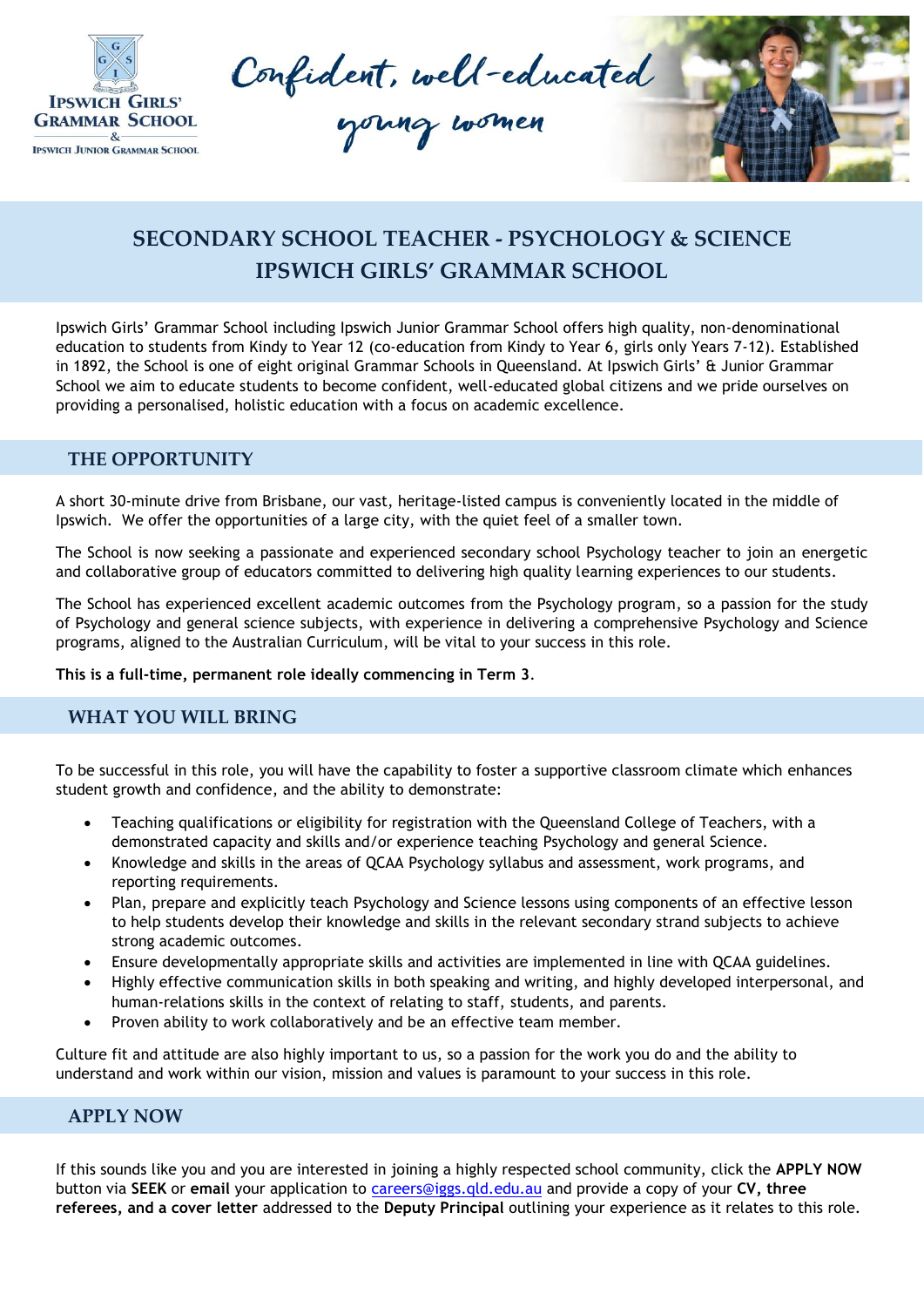Ipswich Girls' Grammar School & Ipswich Junior Grammar School

Confident, well-educated young women

# SECONDARY SCHOOL TEACHER - PSYCHOLOGY & SCIENCE IPSWICH GIRLS' GRAMMAR SCHOOL

Ipswich Girls' Grammar School including Ipswich Junior Grammar School offers high quality, non-denominational education to students from Kindy to Year 12 (co-education from Kindy to Year 6, girls only Years 7-12). Established in 1892, the School is one of eight original Grammar Schools in Queensland. At Ipswich Girls' & Junior Grammar School we aim to educate students to become confident, well-educated global citizens and we pride ourselves on providing a personalised, holistic education with a focus on academic excellence.

## THE OPPORTUNITY

A short 30-minute drive from Brisbane, our vast, heritage-listed campus is conveniently located in the middle of Ipswich. We offer the opportunities of a large city, with the quiet feel of a smaller town.

The School is now seeking a passionate and experienced secondary school Psychology teacher to join an energetic and collaborative group of educators committed to delivering high quality learning experiences to our students.

The School has experienced excellent academic outcomes from the Psychology program, so a passion for the study of Psychology and general science subjects, with experience in delivering a comprehensive Psychology and Science programs, aligned to the Australian Curriculum, will be vital to your success in this role.

**This is a full-time, permanent role ideally commencing in Term 3**.

## WHAT YOU WILL BRING

To be successful in this role, you will have the capability to foster a supportive classroom climate which enhances student growth and confidence, and the ability to demonstrate:

- Teaching qualifications or eligibility for registration with the Queensland College of Teachers, with a demonstrated capacity and skills and/or experience teaching Psychology and general Science.
- Knowledge and skills in the areas of QCAA Psychology syllabus and assessment, work programs, and reporting requirements.
- Plan, prepare and explicitly teach Psychology and Science lessons using components of an effective lesson to help students develop their knowledge and skills in the relevant secondary strand subjects to achieve strong academic outcomes.
- Ensure developmentally appropriate skills and activities are implemented in line with QCAA guidelines.
- Highly effective communication skills in both speaking and writing, and highly developed interpersonal, and human-relations skills in the context of relating to staff, students, and parents.
- Proven ability to work collaboratively and be an effective team member.

Culture fit and attitude are also highly important to us, so a passion for the work you do and the ability to understand and work within our vision, mission and values is paramount to your success in this role.

## APPLY NOW

If this sounds like you and you are interested in joining a highly respected school community, click the **APPLY NOW** button via **SEEK** or **email** your application to careers@iggs.qld.edu.au and provide a copy of your **CV, three referees, and a cover letter** addressed to the **Deputy Principal** outlining your experience as it relates to this role.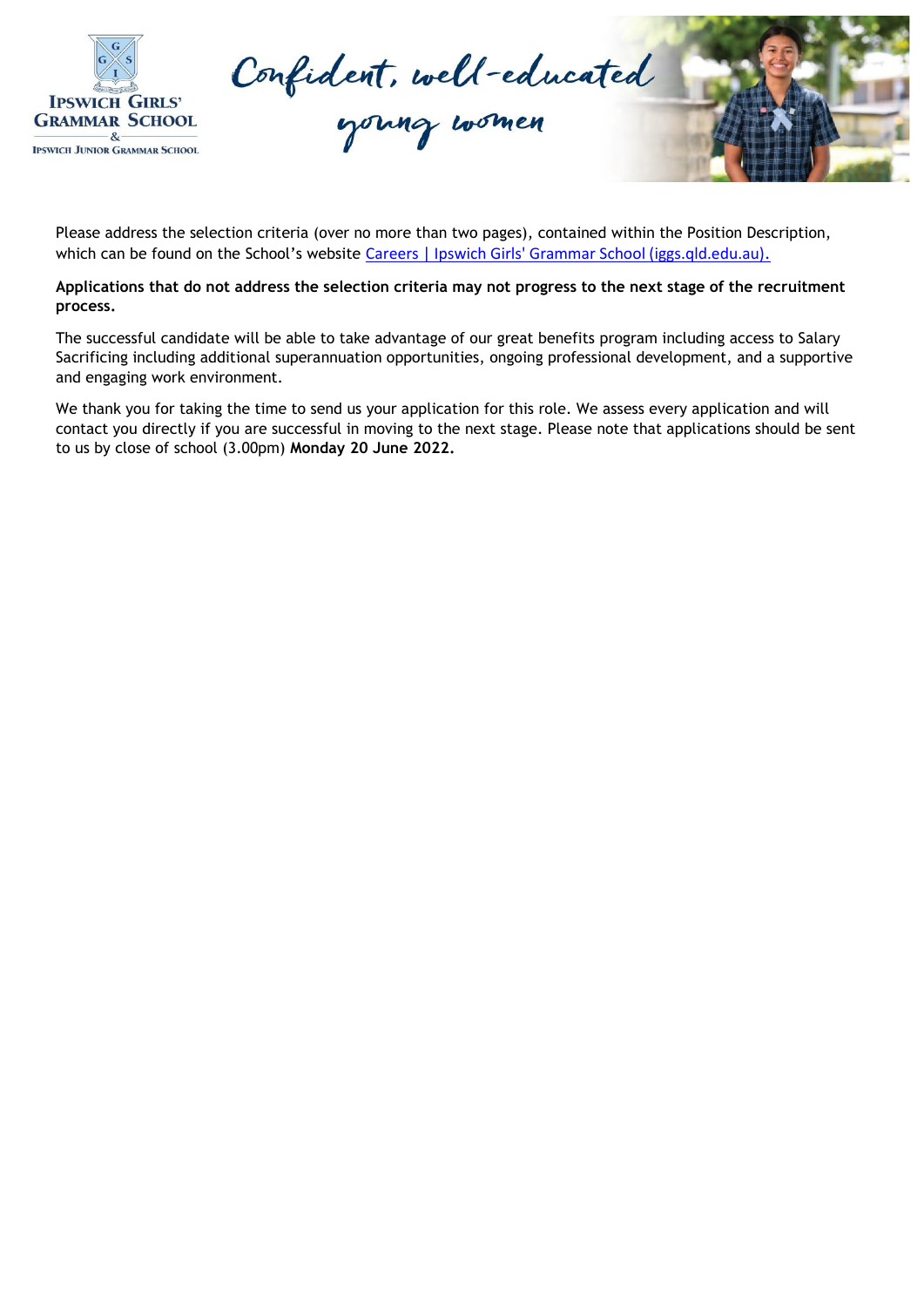Please address the selection criteria (over no more than two pages), contained within the Position Description, which can be found on the School's website [Careers | Ipswich Girls' Grammar School (iggs.qld.edu.au).](iggs.qld.edu.au)

**Applications that do not address the selection criteria may not progress to the next stage of the recruitment process.**

The successful candidate will be able to take advantage of our great benefits program including access to Salary Sacrificing including additional superannuation opportunities, ongoing professional development, and a supportive and engaging work environment.

We thank you for taking the time to send us your application for this role. We assess every application and will contact you directly if you are successful in moving to the next stage. Please note that applications should be sent to us by close of school (3.00pm) **Monday 20 June 2022.**